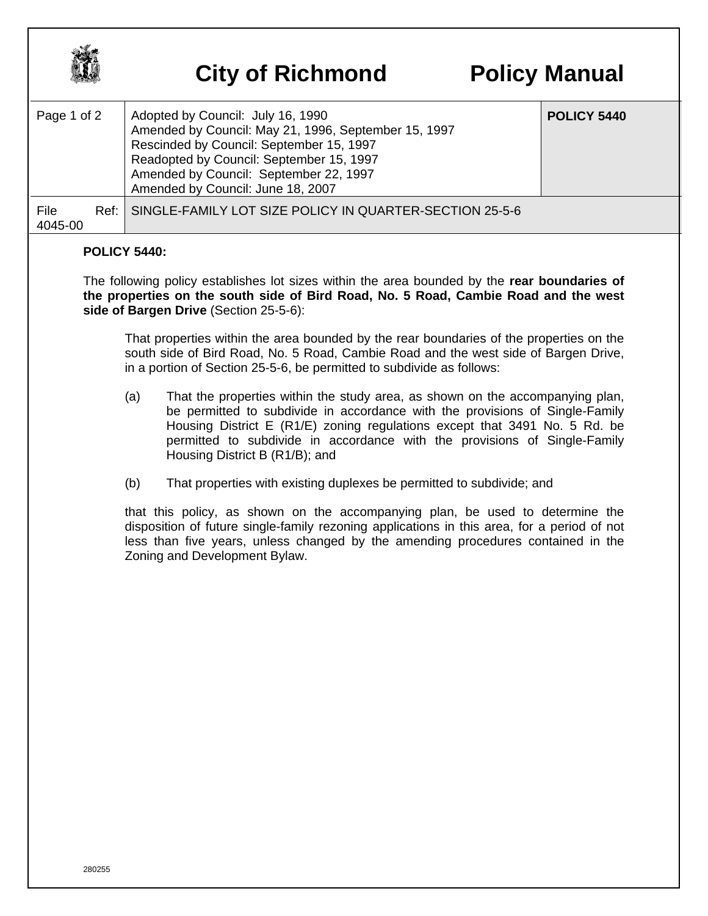# City of Richmond Policy Manual

| Page 1 of 2 | Adopted by Council: July 16, 1990<br>Amended by Council: May 21, 1996, September 15, 1997<br>Rescinded by Council: September 15, 1997<br>Readopted by Council: September 15, 1997<br>Amended by Council: September 22, 1997<br>Amended by Council: June 18, 2007 | POLICY 5440 |
|---|---|---|
| File Ref: 4045-00 | SINGLE-FAMILY LOT SIZE POLICY IN QUARTER-SECTION 25-5-6 | |

**POLICY 5440:**

The following policy establishes lot sizes within the area bounded by the **rear boundaries of the properties on the south side of Bird Road, No. 5 Road, Cambie Road and the west side of Bargen Drive** (Section 25-5-6):

That properties within the area bounded by the rear boundaries of the properties on the south side of Bird Road, No. 5 Road, Cambie Road and the west side of Bargen Drive, in a portion of Section 25-5-6, be permitted to subdivide as follows:

(a) That the properties within the study area, as shown on the accompanying plan, be permitted to subdivide in accordance with the provisions of Single-Family Housing District E (R1/E) zoning regulations except that 3491 No. 5 Rd. be permitted to subdivide in accordance with the provisions of Single-Family Housing District B (R1/B); and

(b) That properties with existing duplexes be permitted to subdivide; and

that this policy, as shown on the accompanying plan, be used to determine the disposition of future single-family rezoning applications in this area, for a period of not less than five years, unless changed by the amending procedures contained in the Zoning and Development Bylaw.

280255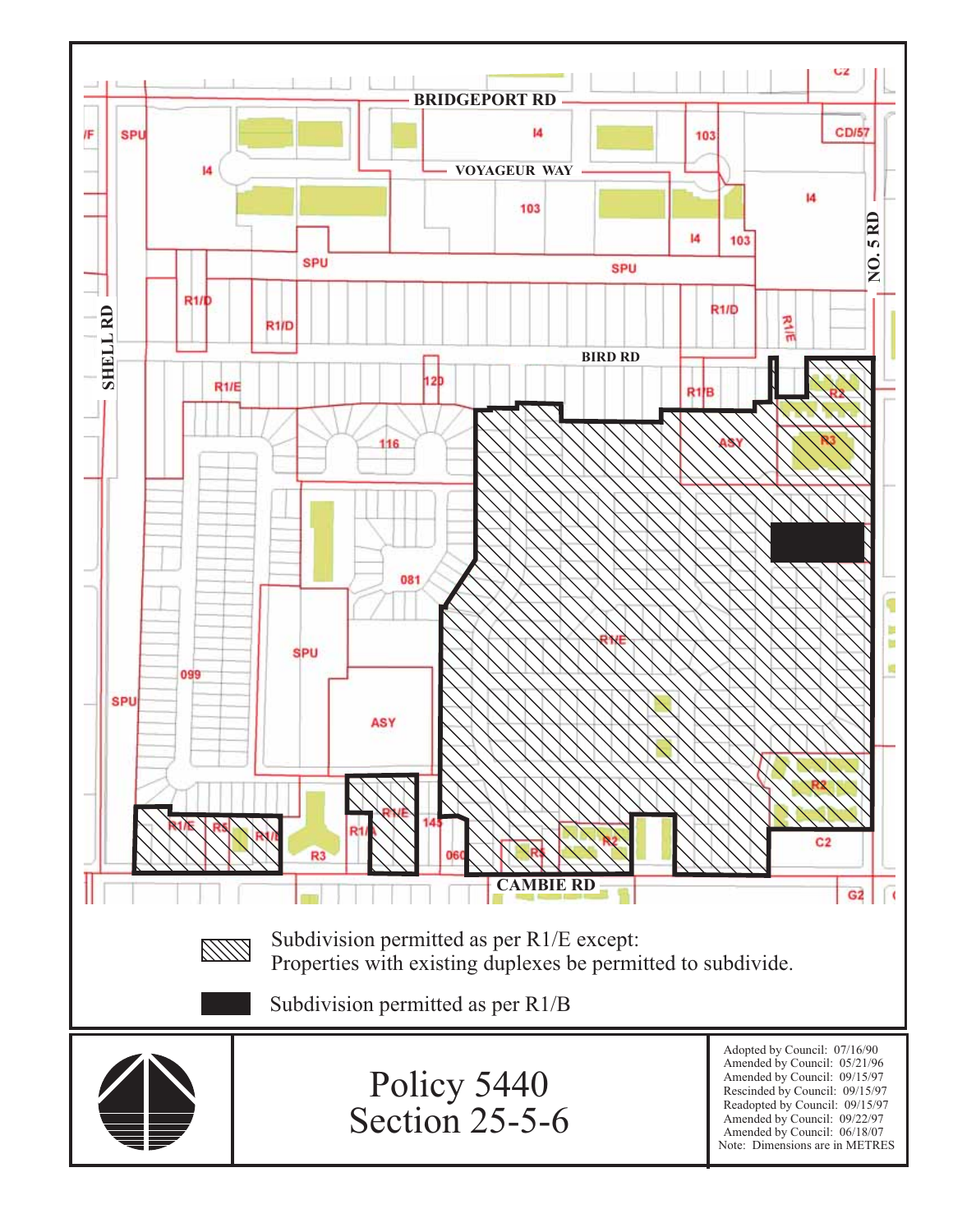BRIDGEPORT RD

VOYAGEUR WAY

NO. 5 RD

SHELL RD

BIRD RD

CAMBIE RD

Subdivision permitted as per R1/E except:
Properties with existing duplexes be permitted to subdivide.

Subdivision permitted as per R1/B

# Policy 5440
## Section 25-5-6

Adopted by Council: 07/16/90
Amended by Council: 05/21/96
Amended by Council: 09/15/97
Rescinded by Council: 09/15/97
Readopted by Council: 09/15/97
Amended by Council: 09/22/97
Amended by Council: 06/18/07
Note: Dimensions are in METRES